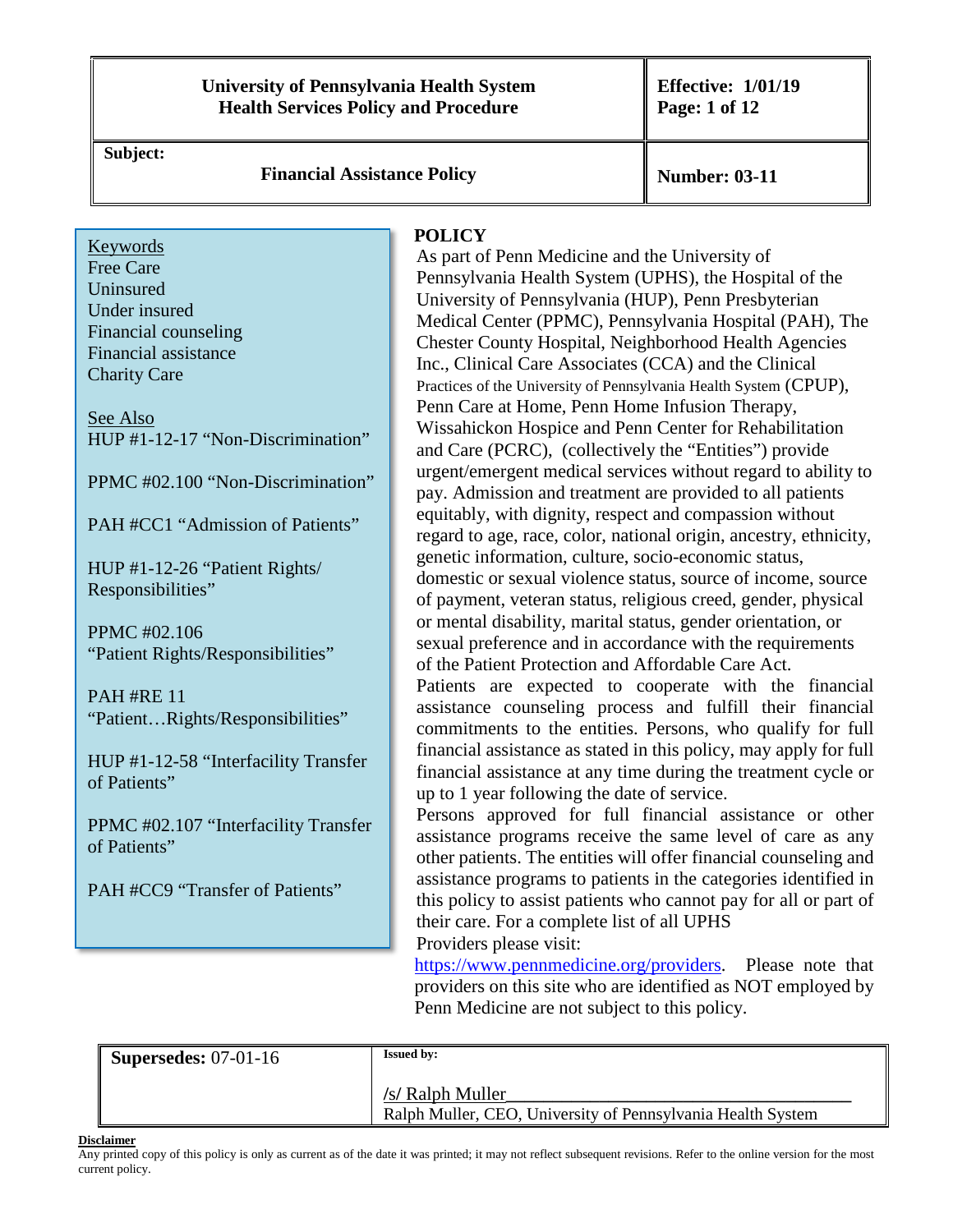| University of Pennsylvania Health System<br>Health Services Policy and Procedure | Effective: 1/01/19 |
|---|---|
| **Subject:** Financial Assistance Policy | **Number: 03-11** |

**Keywords**
Free Care
Uninsured
Under insured
Financial counseling
Financial assistance
Charity Care

**See Also**
HUP #1-12-17 "Non-Discrimination"

PPMC #02.100 "Non-Discrimination"

PAH #CC1 "Admission of Patients"

HUP #1-12-26 "Patient Rights/ Responsibilities"

PPMC #02.106 "Patient Rights/Responsibilities"

PAH #RE 11 "Patient…Rights/Responsibilities"

HUP #1-12-58 "Interfacility Transfer of Patients"

PPMC #02.107 "Interfacility Transfer of Patients"

PAH #CC9 "Transfer of Patients"

## POLICY

As part of Penn Medicine and the University of Pennsylvania Health System (UPHS), the Hospital of the University of Pennsylvania (HUP), Penn Presbyterian Medical Center (PPMC), Pennsylvania Hospital (PAH), The Chester County Hospital, Neighborhood Health Agencies Inc., Clinical Care Associates (CCA) and the Clinical Practices of the University of Pennsylvania Health System (CPUP), Penn Care at Home, Penn Home Infusion Therapy, Wissahickon Hospice and Penn Center for Rehabilitation and Care (PCRC), (collectively the "Entities") provide urgent/emergent medical services without regard to ability to pay. Admission and treatment are provided to all patients equitably, with dignity, respect and compassion without regard to age, race, color, national origin, ancestry, ethnicity, genetic information, culture, socio-economic status, domestic or sexual violence status, source of income, source of payment, veteran status, religious creed, gender, physical or mental disability, marital status, gender orientation, or sexual preference and in accordance with the requirements of the Patient Protection and Affordable Care Act.

Patients are expected to cooperate with the financial assistance counseling process and fulfill their financial commitments to the entities. Persons, who qualify for full financial assistance as stated in this policy, may apply for full financial assistance at any time during the treatment cycle or up to 1 year following the date of service.

Persons approved for full financial assistance or other assistance programs receive the same level of care as any other patients. The entities will offer financial counseling and assistance programs to patients in the categories identified in this policy to assist patients who cannot pay for all or part of their care. For a complete list of all UPHS Providers please visit: https://www.pennmedicine.org/providers. Please note that providers on this site who are identified as NOT employed by Penn Medicine are not subject to this policy.

| **Supersedes:** 07-01-16 | **Issued by:**<br>/s/ Ralph Muller<br>Ralph Muller, CEO, University of Pennsylvania Health System |
|---|---|

**Disclaimer**
Any printed copy of this policy is only as current as of the date it was printed; it may not reflect subsequent revisions. Refer to the online version for the most current policy.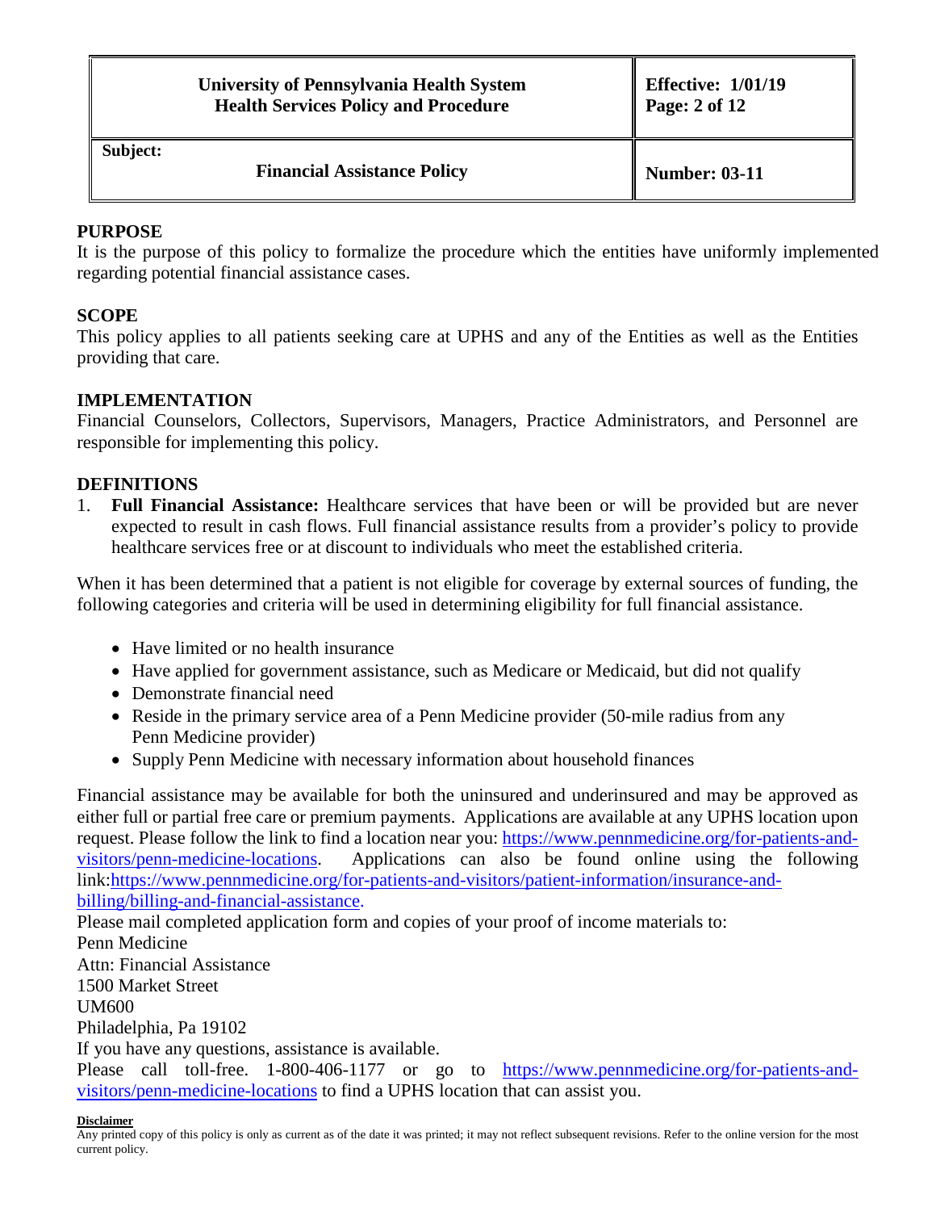| University of Pennsylvania Health System Health Services Policy and Procedure | Effective: 1/01/19 Page: 2 of 12 |
| --- | --- |
| Subject: Financial Assistance Policy | Number: 03-11 |

## PURPOSE

It is the purpose of this policy to formalize the procedure which the entities have uniformly implemented regarding potential financial assistance cases.

## SCOPE

This policy applies to all patients seeking care at UPHS and any of the Entities as well as the Entities providing that care.

## IMPLEMENTATION

Financial Counselors, Collectors, Supervisors, Managers, Practice Administrators, and Personnel are responsible for implementing this policy.

## DEFINITIONS

1. **Full Financial Assistance:** Healthcare services that have been or will be provided but are never expected to result in cash flows. Full financial assistance results from a provider's policy to provide healthcare services free or at discount to individuals who meet the established criteria.

When it has been determined that a patient is not eligible for coverage by external sources of funding, the following categories and criteria will be used in determining eligibility for full financial assistance.

- Have limited or no health insurance
- Have applied for government assistance, such as Medicare or Medicaid, but did not qualify
- Demonstrate financial need
- Reside in the primary service area of a Penn Medicine provider (50-mile radius from any Penn Medicine provider)
- Supply Penn Medicine with necessary information about household finances

Financial assistance may be available for both the uninsured and underinsured and may be approved as either full or partial free care or premium payments. Applications are available at any UPHS location upon request. Please follow the link to find a location near you: https://www.pennmedicine.org/for-patients-and-visitors/penn-medicine-locations. Applications can also be found online using the following link:https://www.pennmedicine.org/for-patients-and-visitors/patient-information/insurance-and-billing/billing-and-financial-assistance.

Please mail completed application form and copies of your proof of income materials to:
Penn Medicine
Attn: Financial Assistance
1500 Market Street
UM600
Philadelphia, Pa 19102

If you have any questions, assistance is available.
Please call toll-free. 1-800-406-1177 or go to https://www.pennmedicine.org/for-patients-and-visitors/penn-medicine-locations to find a UPHS location that can assist you.

**Disclaimer**
Any printed copy of this policy is only as current as of the date it was printed; it may not reflect subsequent revisions. Refer to the online version for the most current policy.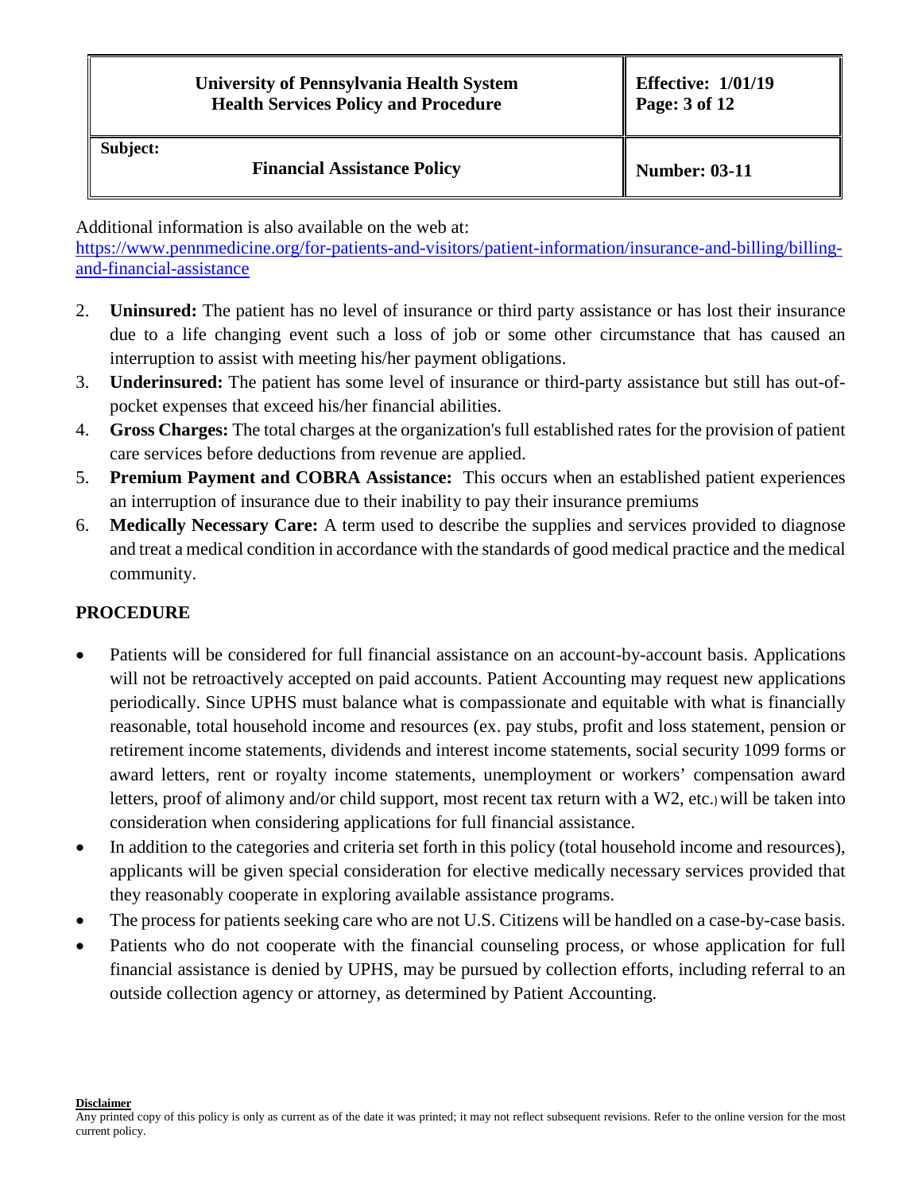Additional information is also available on the web at:
[https://www.pennmedicine.org/for-patients-and-visitors/patient-information/insurance-and-billing/billing-and-financial-assistance](https://www.pennmedicine.org/for-patients-and-visitors/patient-information/insurance-and-billing/billing-and-financial-assistance)

2. **Uninsured:** The patient has no level of insurance or third party assistance or has lost their insurance due to a life changing event such a loss of job or some other circumstance that has caused an interruption to assist with meeting his/her payment obligations.
3. **Underinsured:** The patient has some level of insurance or third-party assistance but still has out-of-pocket expenses that exceed his/her financial abilities.
4. **Gross Charges:** The total charges at the organization's full established rates for the provision of patient care services before deductions from revenue are applied.
5. **Premium Payment and COBRA Assistance:** This occurs when an established patient experiences an interruption of insurance due to their inability to pay their insurance premiums
6. **Medically Necessary Care:** A term used to describe the supplies and services provided to diagnose and treat a medical condition in accordance with the standards of good medical practice and the medical community.

## PROCEDURE

- Patients will be considered for full financial assistance on an account-by-account basis. Applications will not be retroactively accepted on paid accounts. Patient Accounting may request new applications periodically. Since UPHS must balance what is compassionate and equitable with what is financially reasonable, total household income and resources (ex. pay stubs, profit and loss statement, pension or retirement income statements, dividends and interest income statements, social security 1099 forms or award letters, rent or royalty income statements, unemployment or workers' compensation award letters, proof of alimony and/or child support, most recent tax return with a W2, etc.) will be taken into consideration when considering applications for full financial assistance.
- In addition to the categories and criteria set forth in this policy (total household income and resources), applicants will be given special consideration for elective medically necessary services provided that they reasonably cooperate in exploring available assistance programs.
- The process for patients seeking care who are not U.S. Citizens will be handled on a case-by-case basis.
- Patients who do not cooperate with the financial counseling process, or whose application for full financial assistance is denied by UPHS, may be pursued by collection efforts, including referral to an outside collection agency or attorney, as determined by Patient Accounting.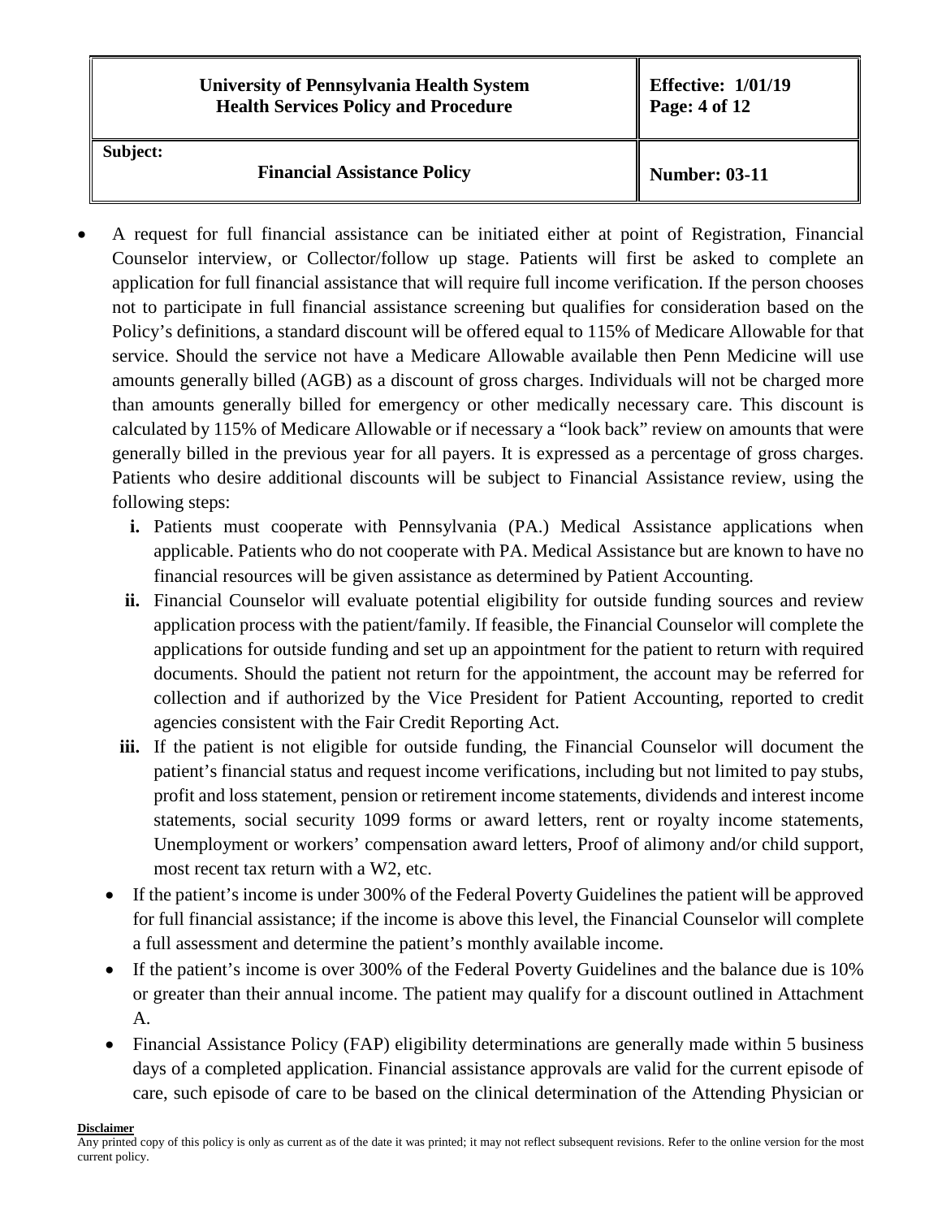- A request for full financial assistance can be initiated either at point of Registration, Financial Counselor interview, or Collector/follow up stage. Patients will first be asked to complete an application for full financial assistance that will require full income verification. If the person chooses not to participate in full financial assistance screening but qualifies for consideration based on the Policy's definitions, a standard discount will be offered equal to 115% of Medicare Allowable for that service. Should the service not have a Medicare Allowable available then Penn Medicine will use amounts generally billed (AGB) as a discount of gross charges. Individuals will not be charged more than amounts generally billed for emergency or other medically necessary care. This discount is calculated by 115% of Medicare Allowable or if necessary a "look back" review on amounts that were generally billed in the previous year for all payers. It is expressed as a percentage of gross charges. Patients who desire additional discounts will be subject to Financial Assistance review, using the following steps:
  - **i.** Patients must cooperate with Pennsylvania (PA.) Medical Assistance applications when applicable. Patients who do not cooperate with PA. Medical Assistance but are known to have no financial resources will be given assistance as determined by Patient Accounting.
  - **ii.** Financial Counselor will evaluate potential eligibility for outside funding sources and review application process with the patient/family. If feasible, the Financial Counselor will complete the applications for outside funding and set up an appointment for the patient to return with required documents. Should the patient not return for the appointment, the account may be referred for collection and if authorized by the Vice President for Patient Accounting, reported to credit agencies consistent with the Fair Credit Reporting Act.
  - **iii.** If the patient is not eligible for outside funding, the Financial Counselor will document the patient's financial status and request income verifications, including but not limited to pay stubs, profit and loss statement, pension or retirement income statements, dividends and interest income statements, social security 1099 forms or award letters, rent or royalty income statements, Unemployment or workers' compensation award letters, Proof of alimony and/or child support, most recent tax return with a W2, etc.
  - If the patient's income is under 300% of the Federal Poverty Guidelines the patient will be approved for full financial assistance; if the income is above this level, the Financial Counselor will complete a full assessment and determine the patient's monthly available income.
  - If the patient's income is over 300% of the Federal Poverty Guidelines and the balance due is 10% or greater than their annual income. The patient may qualify for a discount outlined in Attachment A.
  - Financial Assistance Policy (FAP) eligibility determinations are generally made within 5 business days of a completed application. Financial assistance approvals are valid for the current episode of care, such episode of care to be based on the clinical determination of the Attending Physician or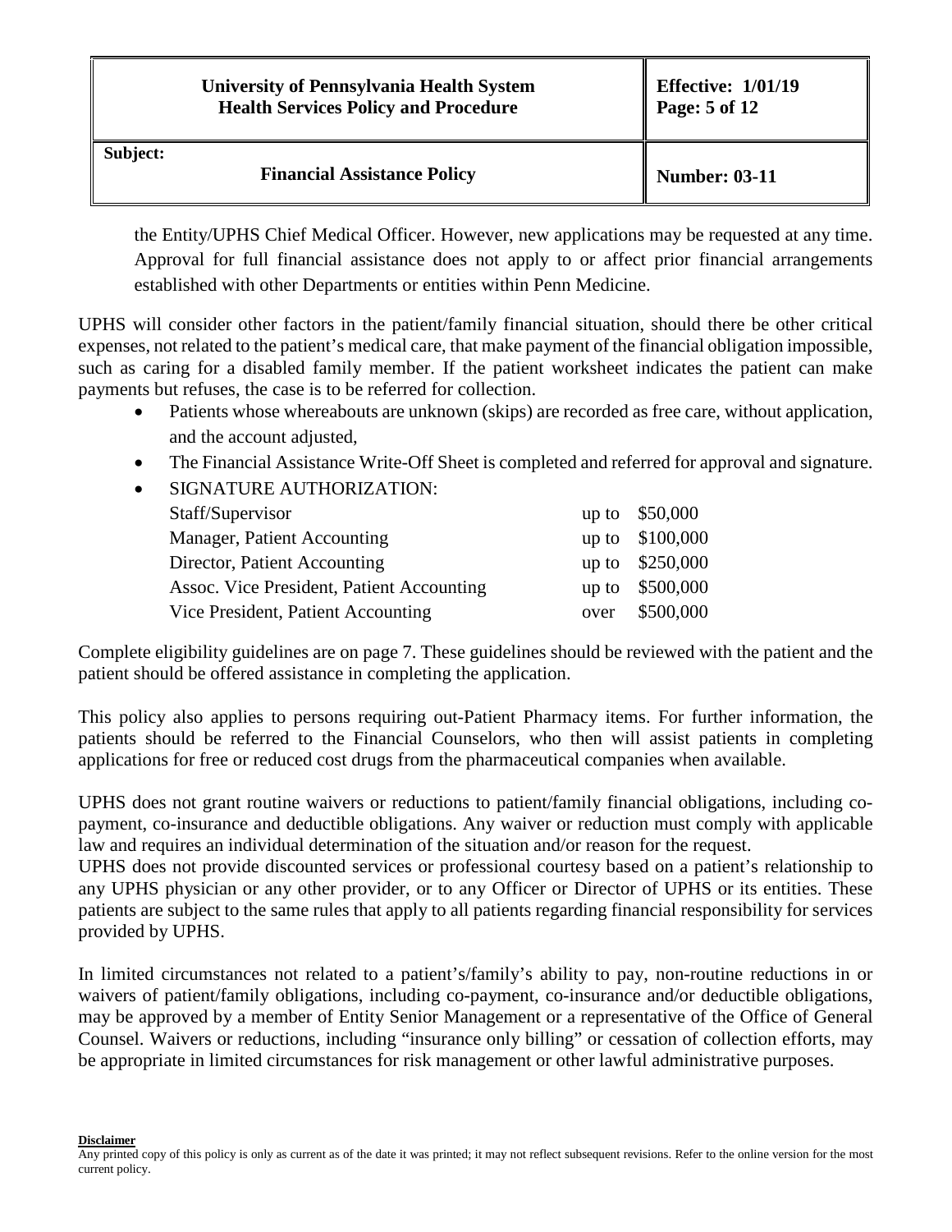the Entity/UPHS Chief Medical Officer. However, new applications may be requested at any time. Approval for full financial assistance does not apply to or affect prior financial arrangements established with other Departments or entities within Penn Medicine.

UPHS will consider other factors in the patient/family financial situation, should there be other critical expenses, not related to the patient's medical care, that make payment of the financial obligation impossible, such as caring for a disabled family member. If the patient worksheet indicates the patient can make payments but refuses, the case is to be referred for collection.

- Patients whose whereabouts are unknown (skips) are recorded as free care, without application, and the account adjusted,
- The Financial Assistance Write-Off Sheet is completed and referred for approval and signature.
- SIGNATURE AUTHORIZATION:

| | | |
|---|---|---|
| Staff/Supervisor | up to | $50,000 |
| Manager, Patient Accounting | up to | $100,000 |
| Director, Patient Accounting | up to | $250,000 |
| Assoc. Vice President, Patient Accounting | up to | $500,000 |
| Vice President, Patient Accounting | over | $500,000 |

Complete eligibility guidelines are on page 7. These guidelines should be reviewed with the patient and the patient should be offered assistance in completing the application.

This policy also applies to persons requiring out-Patient Pharmacy items. For further information, the patients should be referred to the Financial Counselors, who then will assist patients in completing applications for free or reduced cost drugs from the pharmaceutical companies when available.

UPHS does not grant routine waivers or reductions to patient/family financial obligations, including co-payment, co-insurance and deductible obligations. Any waiver or reduction must comply with applicable law and requires an individual determination of the situation and/or reason for the request.
UPHS does not provide discounted services or professional courtesy based on a patient's relationship to any UPHS physician or any other provider, or to any Officer or Director of UPHS or its entities. These patients are subject to the same rules that apply to all patients regarding financial responsibility for services provided by UPHS.

In limited circumstances not related to a patient's/family's ability to pay, non-routine reductions in or waivers of patient/family obligations, including co-payment, co-insurance and/or deductible obligations, may be approved by a member of Entity Senior Management or a representative of the Office of General Counsel. Waivers or reductions, including "insurance only billing" or cessation of collection efforts, may be appropriate in limited circumstances for risk management or other lawful administrative purposes.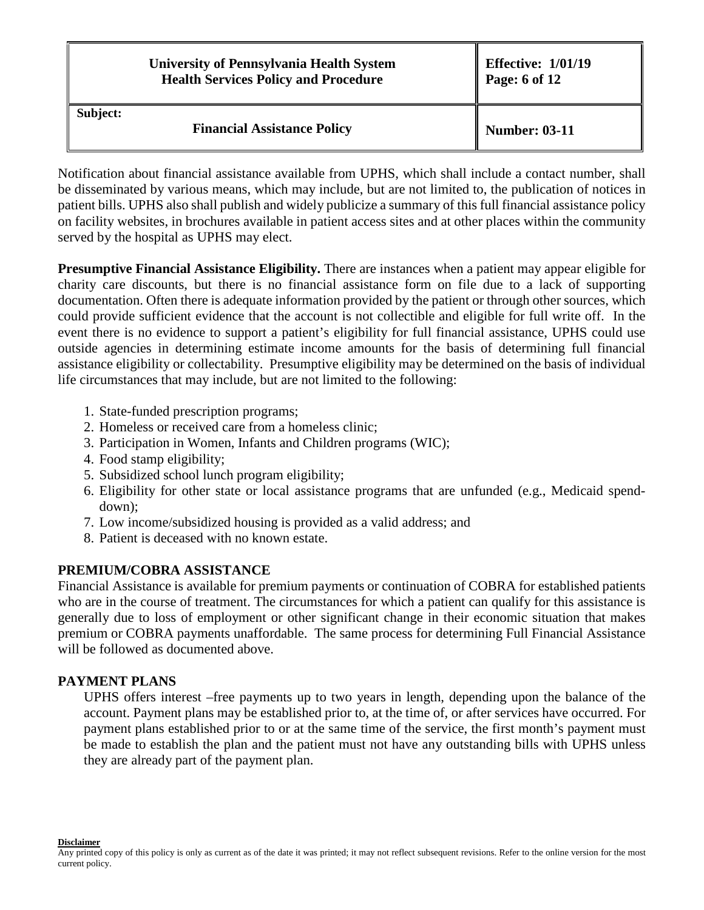Notification about financial assistance available from UPHS, which shall include a contact number, shall be disseminated by various means, which may include, but are not limited to, the publication of notices in patient bills. UPHS also shall publish and widely publicize a summary of this full financial assistance policy on facility websites, in brochures available in patient access sites and at other places within the community served by the hospital as UPHS may elect.

**Presumptive Financial Assistance Eligibility.** There are instances when a patient may appear eligible for charity care discounts, but there is no financial assistance form on file due to a lack of supporting documentation. Often there is adequate information provided by the patient or through other sources, which could provide sufficient evidence that the account is not collectible and eligible for full write off. In the event there is no evidence to support a patient's eligibility for full financial assistance, UPHS could use outside agencies in determining estimate income amounts for the basis of determining full financial assistance eligibility or collectability. Presumptive eligibility may be determined on the basis of individual life circumstances that may include, but are not limited to the following:

1. State-funded prescription programs;
2. Homeless or received care from a homeless clinic;
3. Participation in Women, Infants and Children programs (WIC);
4. Food stamp eligibility;
5. Subsidized school lunch program eligibility;
6. Eligibility for other state or local assistance programs that are unfunded (e.g., Medicaid spend-down);
7. Low income/subsidized housing is provided as a valid address; and
8. Patient is deceased with no known estate.

## PREMIUM/COBRA ASSISTANCE

Financial Assistance is available for premium payments or continuation of COBRA for established patients who are in the course of treatment. The circumstances for which a patient can qualify for this assistance is generally due to loss of employment or other significant change in their economic situation that makes premium or COBRA payments unaffordable. The same process for determining Full Financial Assistance will be followed as documented above.

## PAYMENT PLANS

UPHS offers interest –free payments up to two years in length, depending upon the balance of the account. Payment plans may be established prior to, at the time of, or after services have occurred. For payment plans established prior to or at the same time of the service, the first month's payment must be made to establish the plan and the patient must not have any outstanding bills with UPHS unless they are already part of the payment plan.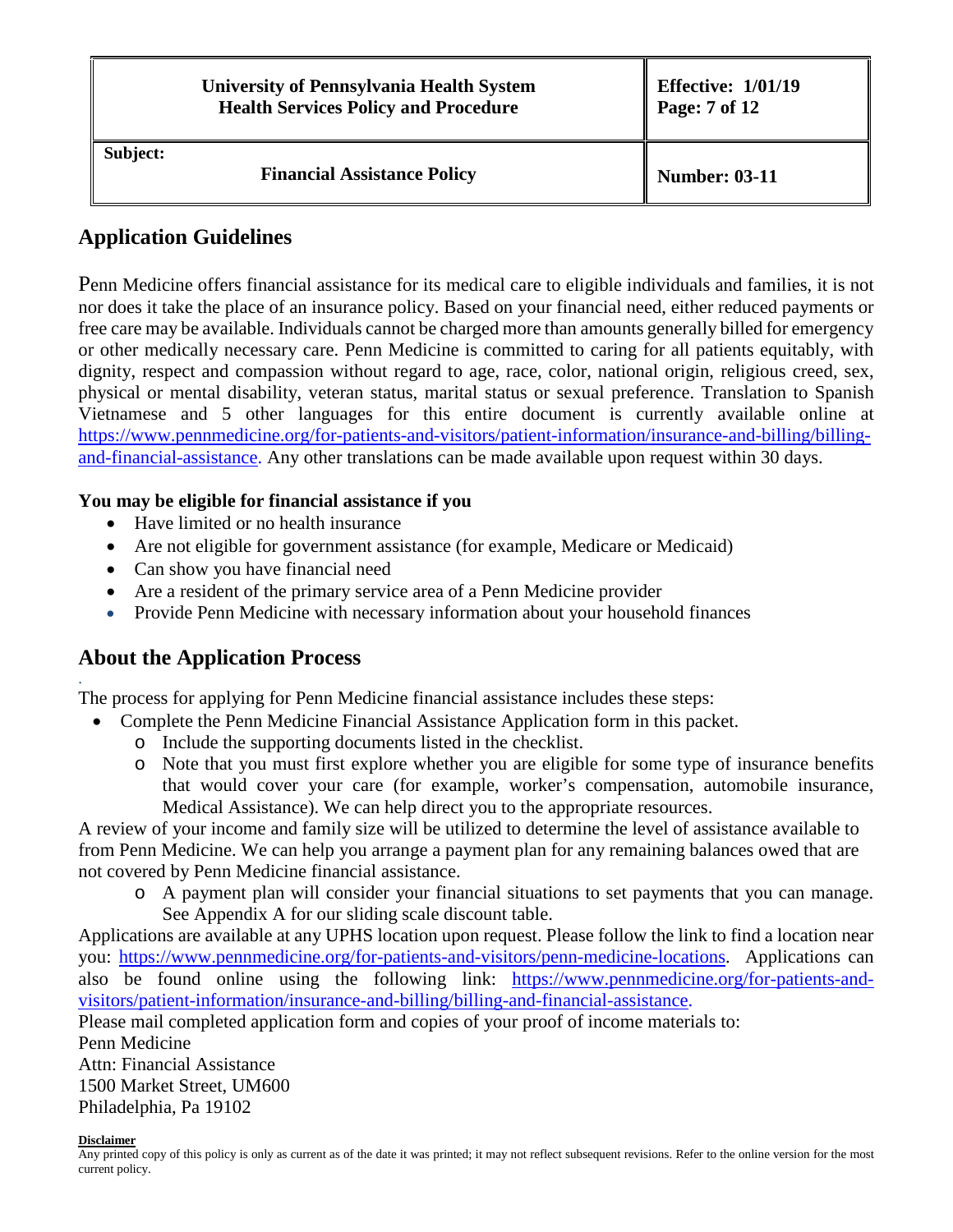## Application Guidelines

Penn Medicine offers financial assistance for its medical care to eligible individuals and families, it is not nor does it take the place of an insurance policy. Based on your financial need, either reduced payments or free care may be available. Individuals cannot be charged more than amounts generally billed for emergency or other medically necessary care. Penn Medicine is committed to caring for all patients equitably, with dignity, respect and compassion without regard to age, race, color, national origin, religious creed, sex, physical or mental disability, veteran status, marital status or sexual preference. Translation to Spanish Vietnamese and 5 other languages for this entire document is currently available online at https://www.pennmedicine.org/for-patients-and-visitors/patient-information/insurance-and-billing/billing-and-financial-assistance. Any other translations can be made available upon request within 30 days.

**You may be eligible for financial assistance if you**

- Have limited or no health insurance
- Are not eligible for government assistance (for example, Medicare or Medicaid)
- Can show you have financial need
- Are a resident of the primary service area of a Penn Medicine provider
- Provide Penn Medicine with necessary information about your household finances

## About the Application Process

The process for applying for Penn Medicine financial assistance includes these steps:

- Complete the Penn Medicine Financial Assistance Application form in this packet.
  - Include the supporting documents listed in the checklist.
  - Note that you must first explore whether you are eligible for some type of insurance benefits that would cover your care (for example, worker's compensation, automobile insurance, Medical Assistance). We can help direct you to the appropriate resources.

A review of your income and family size will be utilized to determine the level of assistance available to from Penn Medicine. We can help you arrange a payment plan for any remaining balances owed that are not covered by Penn Medicine financial assistance.

- A payment plan will consider your financial situations to set payments that you can manage. See Appendix A for our sliding scale discount table.

Applications are available at any UPHS location upon request. Please follow the link to find a location near you: https://www.pennmedicine.org/for-patients-and-visitors/penn-medicine-locations. Applications can also be found online using the following link: https://www.pennmedicine.org/for-patients-and-visitors/patient-information/insurance-and-billing/billing-and-financial-assistance.

Please mail completed application form and copies of your proof of income materials to:

Penn Medicine
Attn: Financial Assistance
1500 Market Street, UM600
Philadelphia, Pa 19102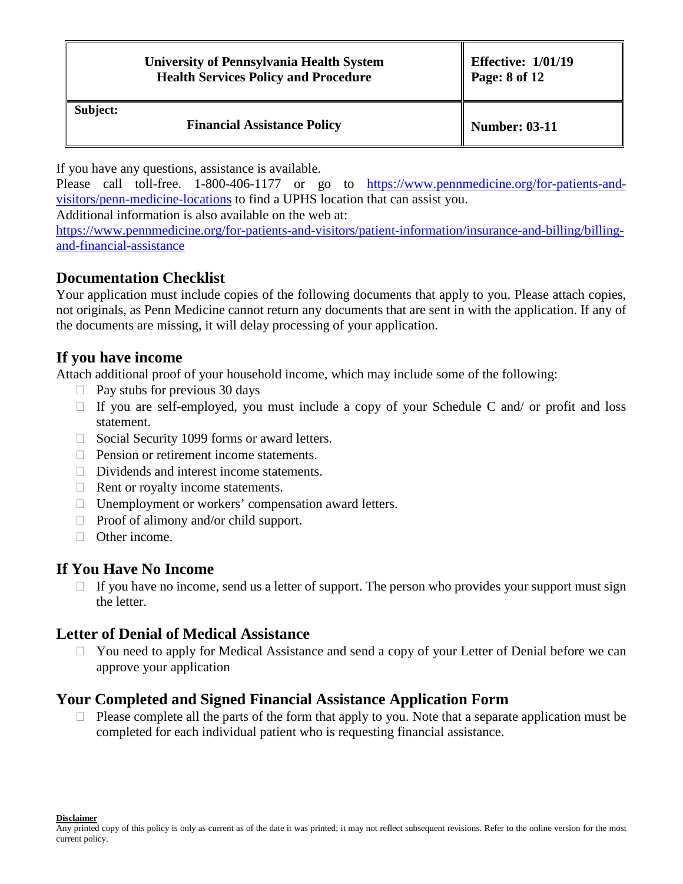If you have any questions, assistance is available.

Please call toll-free. 1-800-406-1177 or go to https://www.pennmedicine.org/for-patients-and-visitors/penn-medicine-locations to find a UPHS location that can assist you.

Additional information is also available on the web at:

https://www.pennmedicine.org/for-patients-and-visitors/patient-information/insurance-and-billing/billing-and-financial-assistance

## Documentation Checklist

Your application must include copies of the following documents that apply to you. Please attach copies, not originals, as Penn Medicine cannot return any documents that are sent in with the application. If any of the documents are missing, it will delay processing of your application.

## If you have income

Attach additional proof of your household income, which may include some of the following:

- ☐ Pay stubs for previous 30 days
- ☐ If you are self-employed, you must include a copy of your Schedule C and/ or profit and loss statement.
- ☐ Social Security 1099 forms or award letters.
- ☐ Pension or retirement income statements.
- ☐ Dividends and interest income statements.
- ☐ Rent or royalty income statements.
- ☐ Unemployment or workers' compensation award letters.
- ☐ Proof of alimony and/or child support.
- ☐ Other income.

## If You Have No Income

- ☐ If you have no income, send us a letter of support. The person who provides your support must sign the letter.

## Letter of Denial of Medical Assistance

- ☐ You need to apply for Medical Assistance and send a copy of your Letter of Denial before we can approve your application

## Your Completed and Signed Financial Assistance Application Form

- ☐ Please complete all the parts of the form that apply to you. Note that a separate application must be completed for each individual patient who is requesting financial assistance.

**Disclaimer**

Any printed copy of this policy is only as current as of the date it was printed; it may not reflect subsequent revisions. Refer to the online version for the most current policy.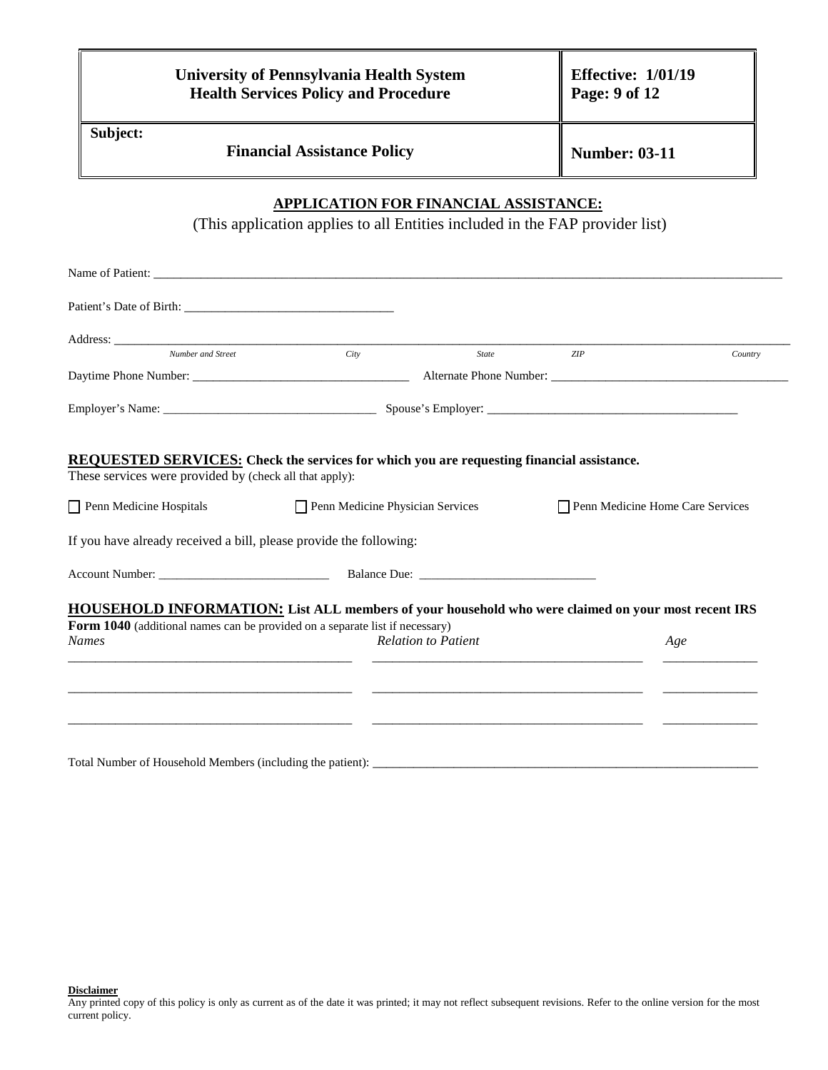| University of Pennsylvania Health System<br>Health Services Policy and Procedure | Effective: 1/01/19<br>Page: 9 of 12 |
|---|---|
| Subject: Financial Assistance Policy | Number: 03-11 |

## APPLICATION FOR FINANCIAL ASSISTANCE:

(This application applies to all Entities included in the FAP provider list)

Name of Patient: ____________________________________________

Patient's Date of Birth: ______________________________

Address: ____________________________________________
*Number and Street* *City* *State* *ZIP* *Country*

Daytime Phone Number: ______________________________ Alternate Phone Number: ______________________________

Employer's Name: ______________________________ Spouse's Employer: ______________________________

**REQUESTED SERVICES: Check the services for which you are requesting financial assistance.**
These services were provided by (check all that apply):

☐ Penn Medicine Hospitals ☐ Penn Medicine Physician Services ☐ Penn Medicine Home Care Services

If you have already received a bill, please provide the following:

Account Number: __________________________ Balance Due: __________________________

**HOUSEHOLD INFORMATION: List ALL members of your household who were claimed on your most recent IRS Form 1040** (additional names can be provided on a separate list if necessary)

| *Names* | *Relation to Patient* | *Age* |
|---|---|---|
| | | |
| | | |
| | | |

Total Number of Household Members (including the patient): ______________________________

**Disclaimer**
Any printed copy of this policy is only as current as of the date it was printed; it may not reflect subsequent revisions. Refer to the online version for the most current policy.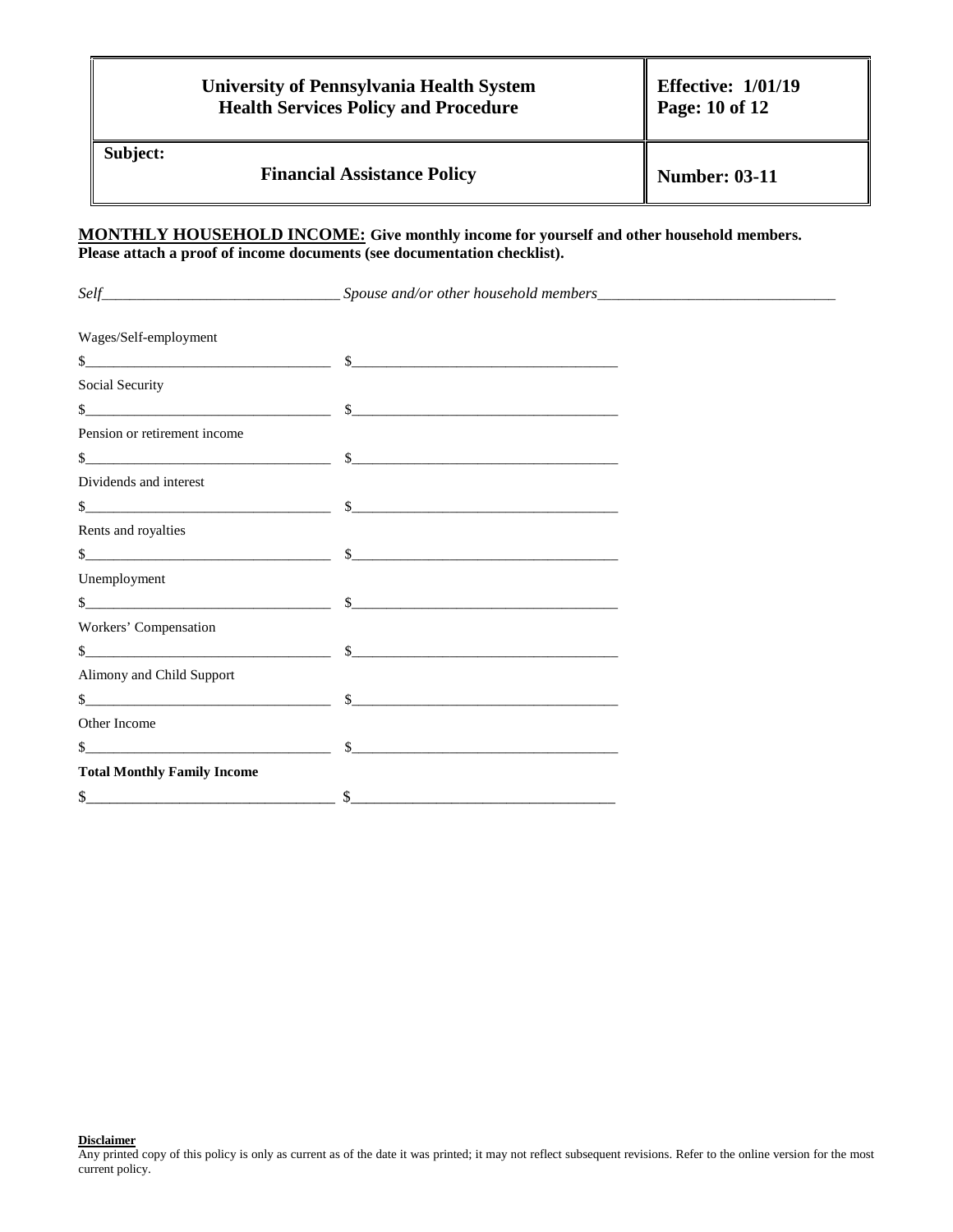**MONTHLY HOUSEHOLD INCOME:** **Give monthly income for yourself and other household members. Please attach a proof of income documents (see documentation checklist).**

| *Self*_______________________________ | *Spouse and/or other household members*_______________________________ |
|---|---|
| Wages/Self-employment | |
| $__________________________________ | $____________________________________ |
| Social Security | |
| $__________________________________ | $____________________________________ |
| Pension or retirement income | |
| $__________________________________ | $____________________________________ |
| Dividends and interest | |
| $__________________________________ | $____________________________________ |
| Rents and royalties | |
| $__________________________________ | $____________________________________ |
| Unemployment | |
| $__________________________________ | $____________________________________ |
| Workers' Compensation | |
| $__________________________________ | $____________________________________ |
| Alimony and Child Support | |
| $__________________________________ | $____________________________________ |
| Other Income | |
| $__________________________________ | $____________________________________ |
| **Total Monthly Family Income** | |
| $__________________________________ | $____________________________________ |

**Disclaimer**
Any printed copy of this policy is only as current as of the date it was printed; it may not reflect subsequent revisions. Refer to the online version for the most current policy.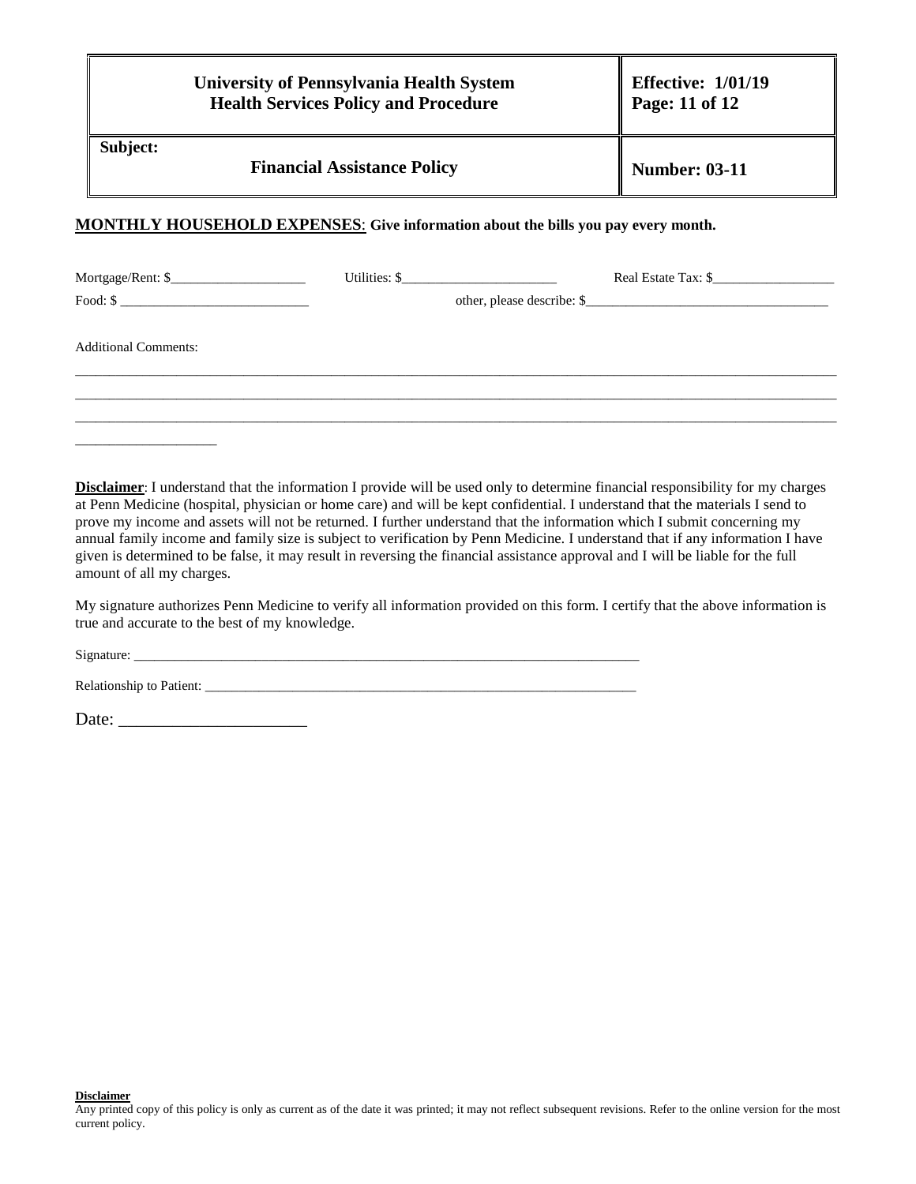**MONTHLY HOUSEHOLD EXPENSES**: **Give information about the bills you pay every month.**

Mortgage/Rent: $____________________ Utilities: $_______________________ Real Estate Tax: $__________________

Food: $ ____________________________ other, please describe: $___________________________________

Additional Comments:

___________________________________________________________________________________________________

___________________________________________________________________________________________________

___________________________________________________________________________________________________

___________________

**Disclaimer**: I understand that the information I provide will be used only to determine financial responsibility for my charges at Penn Medicine (hospital, physician or home care) and will be kept confidential. I understand that the materials I send to prove my income and assets will not be returned. I further understand that the information which I submit concerning my annual family income and family size is subject to verification by Penn Medicine. I understand that if any information I have given is determined to be false, it may result in reversing the financial assistance approval and I will be liable for the full amount of all my charges.

My signature authorizes Penn Medicine to verify all information provided on this form. I certify that the above information is true and accurate to the best of my knowledge.

Signature: ____________________________________________________________________________

Relationship to Patient: _________________________________________________________________

Date: _____________________

**Disclaimer**

Any printed copy of this policy is only as current as of the date it was printed; it may not reflect subsequent revisions. Refer to the online version for the most current policy.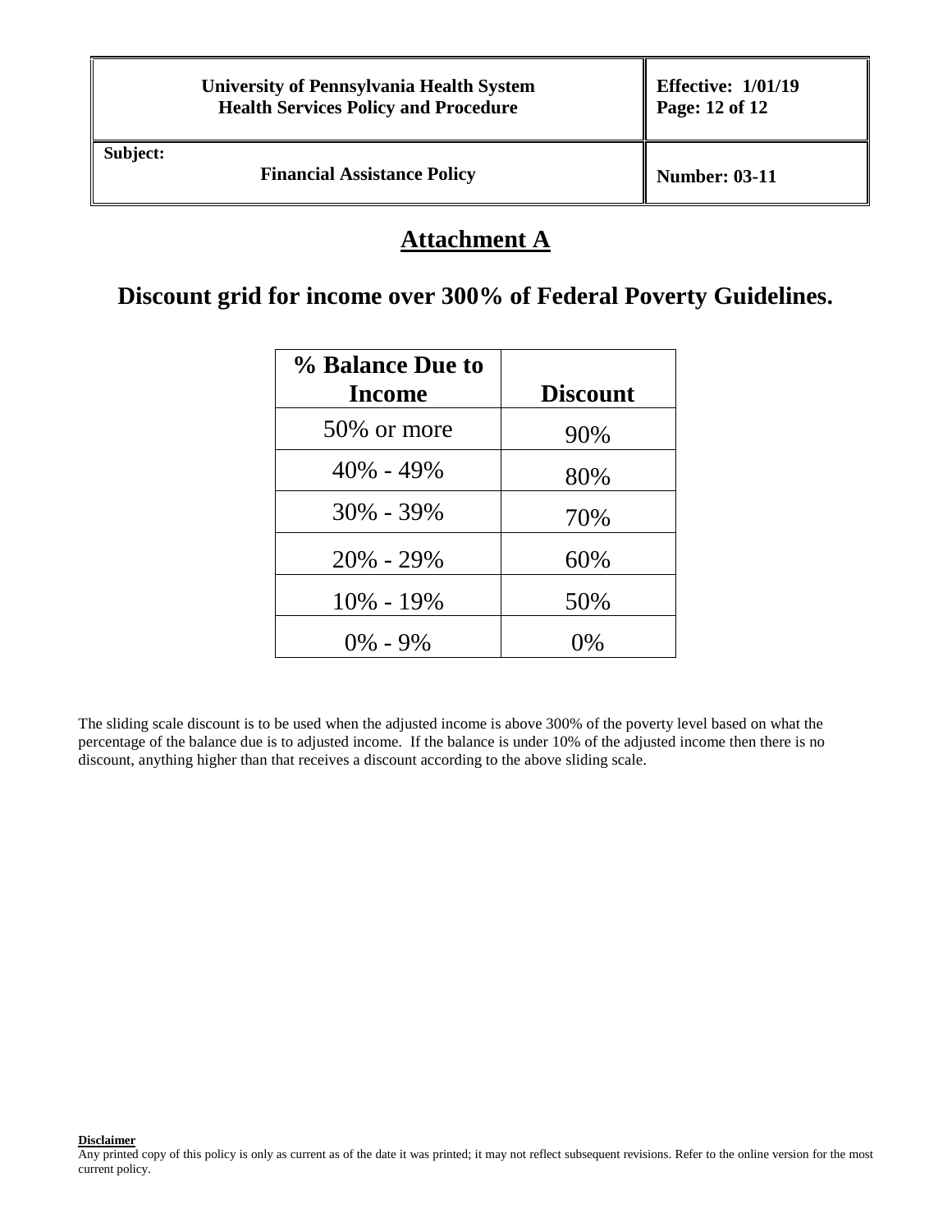# Attachment A

## Discount grid for income over 300% of Federal Poverty Guidelines.

| % Balance Due to Income | Discount |
|---|---|
| 50% or more | 90% |
| 40% - 49% | 80% |
| 30% - 39% | 70% |
| 20% - 29% | 60% |
| 10% - 19% | 50% |
| 0% - 9% | 0% |

The sliding scale discount is to be used when the adjusted income is above 300% of the poverty level based on what the percentage of the balance due is to adjusted income. If the balance is under 10% of the adjusted income then there is no discount, anything higher than that receives a discount according to the above sliding scale.

**Disclaimer**
Any printed copy of this policy is only as current as of the date it was printed; it may not reflect subsequent revisions. Refer to the online version for the most current policy.